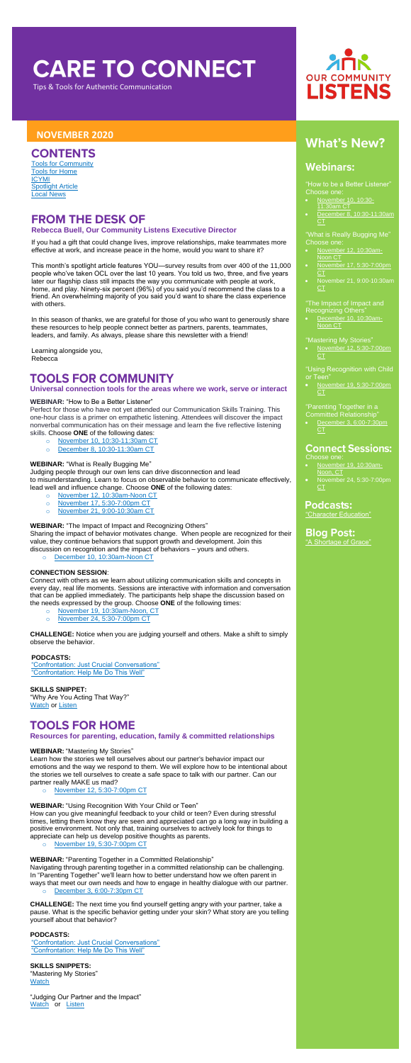# CARE TO CONNECT

Tips & Tools for Authentic Communication

OUR COMMUNITY LISTENS

## NOVEMBER 2020

## CONTENTS

Tools for Community
Tools for Home
ICYMI
Spotlight Article
Local News

## FROM THE DESK OF

**Rebecca Buell, Our Community Listens Executive Director**

If you had a gift that could change lives, improve relationships, make teammates more effective at work, and increase peace in the home, would you want to share it?

This month's spotlight article features YOU—survey results from over 400 of the 11,000 people who've taken OCL over the last 10 years. You told us two, three, and five years later our flagship class still impacts the way you communicate with people at work, home, and play. Ninety-six percent (96%) of you said you'd recommend the class to a friend. An overwhelming majority of you said you'd want to share the class experience with others.

In this season of thanks, we are grateful for those of you who want to generously share these resources to help people connect better as partners, parents, teammates, leaders, and family. As always, please share this newsletter with a friend!

Learning alongside you,
Rebecca

## TOOLS FOR COMMUNITY

**Universal connection tools for the areas where we work, serve or interact**

**WEBINAR:** "How to Be a Better Listener"
Perfect for those who have not yet attended our Communication Skills Training. This one-hour class is a primer on empathetic listening. Attendees will discover the impact nonverbal communication has on their message and learn the five reflective listening skills. Choose **ONE** of the following dates:

- November 10, 10:30am-11:30am CT
- December 8, 10:30-11:30am CT

**WEBINAR:** "What is Really Bugging Me"
Judging people through our own lens can drive disconnection and lead to misunderstanding. Learn to focus on observable behavior to communicate effectively, lead well and influence change. Choose **ONE** of the following dates:

- November 12, 10:30am-Noon CT
- November 17, 5:30-7:00pm CT
- November 21, 9:00-10:30am CT

**WEBINAR:** "The Impact of Impact and Recognizing Others"
Sharing the impact of behavior motivates change. When people are recognized for their value, they continue behaviors that support growth and development. Join this discussion on recognition and the impact of behaviors – yours and others.

- December 10, 10:30am-Noon CT

**CONNECTION SESSION**:
Connect with others as we learn about utilizing communication skills and concepts in every day, real life moments. Sessions are interactive with information and conversation that can be applied immediately. The participants help shape the discussion based on the needs expressed by the group. Choose **ONE** of the following times:

- November 19, 10:30am-Noon, CT
- November 24, 5:30-7:00pm CT

**CHALLENGE:** Notice when you are judging yourself and others. Make a shift to simply observe the behavior.

**PODCASTS:**
"Confrontation: Just Crucial Conversations"
"Confrontation: Help Me Do This Well"

**SKILLS SNIPPET:**
"Why Are You Acting That Way?"
Watch or Listen

## TOOLS FOR HOME

**Resources for parenting, education, family & committed relationships**

**WEBINAR:** "Mastering My Stories"
Learn how the stories we tell ourselves about our partner's behavior impact our emotions and the way we respond to them. We will explore how to be intentional about the stories we tell ourselves to create a safe space to talk with our partner. Can our partner really MAKE us mad?

- November 12, 5:30-7:00pm CT

**WEBINAR:** "Using Recognition With Your Child or Teen"
How can you give meaningful feedback to your child or teen? Even during stressful times, letting them know they are seen and appreciated can go a long way in building a positive environment. Not only that, training ourselves to actively look for things to appreciate can help us develop positive thoughts as parents.

- November 19, 5:30-7:00pm CT

**WEBINAR:** "Parenting Together in a Committed Relationship"
Navigating through parenting together in a committed relationship can be challenging. In "Parenting Together" we'll learn how to better understand how we often parent in ways that meet our own needs and how to engage in healthy dialogue with our partner.

- December 3, 6:00-7:30pm CT

**CHALLENGE:** The next time you find yourself getting angry with your partner, take a pause. What is the specific behavior getting under your skin? What story are you telling yourself about that behavior?

**PODCASTS:**
"Confrontation: Just Crucial Conversations"
"Confrontation: Help Me Do This Well"

**SKILLS SNIPPETS:**
"Mastering My Stories"
Watch

"Judging Our Partner and the Impact"
Watch or Listen

## What's New?

### Webinars:

"How to be a Better Listener"
Choose one:

- November 10, 10:30-11:30am CT
- December 8, 10:30-11:30am CT

"What is Really Bugging Me"
Choose one:

- November 12, 10:30am-Noon CT
- November 17, 5:30-7:00pm CT
- November 21, 9:00-10:30am CT

"The Impact of Impact and Recognizing Others"

- December 10, 10:30am-Noon CT

"Mastering My Stories"

- November 12, 5:30-7:00pm CT

"Using Recognition with Child or Teen"

- November 19, 5:30-7:00pm CT

"Parenting Together in a Committed Relationship"

- December 3, 6:00-7:30pm CT

### Connect Sessions:

Choose one:

- November 19, 10:30am-Noon, CT
- November 24, 5:30-7:00pm CT

### Podcasts:

"Character Education"

### Blog Post:

"A Shortage of Grace"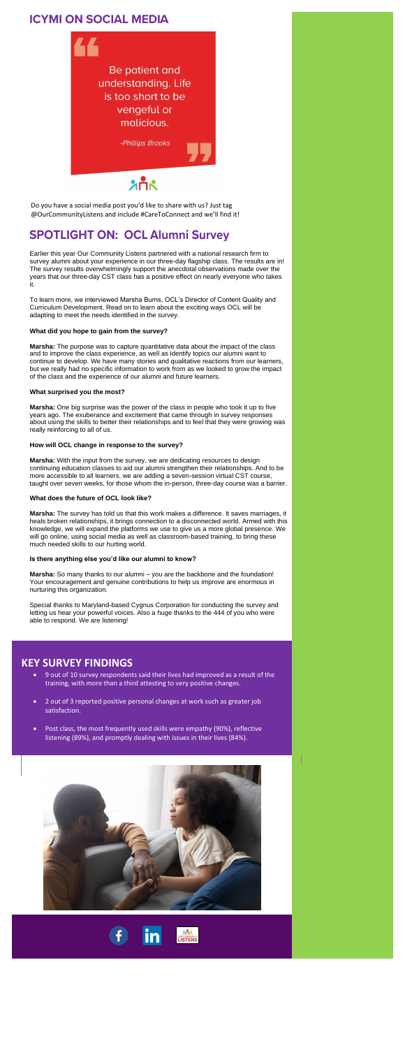## ICYMI ON SOCIAL MEDIA

Be patient and understanding. Life is too short to be vengeful or malicious.

*-Phillips Brooks*

Do you have a social media post you'd like to share with us? Just tag @OurCommunityListens and include #CareToConnect and we'll find it!

## SPOTLIGHT ON: OCL Alumni Survey

Earlier this year Our Community Listens partnered with a national research firm to survey alumni about your experience in our three-day flagship class. The results are in! The survey results overwhelmingly support the anecdotal observations made over the years that our three-day CST class has a positive effect on nearly everyone who takes it.

To learn more, we interviewed Marsha Burns, OCL's Director of Content Quality and Curriculum Development. Read on to learn about the exciting ways OCL will be adapting to meet the needs identified in the survey.

**What did you hope to gain from the survey?**

**Marsha:** The purpose was to capture quantitative data about the impact of the class and to improve the class experience, as well as identify topics our alumni want to continue to develop. We have many stories and qualitative reactions from our learners, but we really had no specific information to work from as we looked to grow the impact of the class and the experience of our alumni and future learners.

**What surprised you the most?**

**Marsha:** One big surprise was the power of the class in people who took it up to five years ago. The exuberance and excitement that came through in survey responses about using the skills to better their relationships and to feel that they were growing was really reinforcing to all of us.

**How will OCL change in response to the survey?**

**Marsha:** With the input from the survey, we are dedicating resources to design continuing education classes to aid our alumni strengthen their relationships. And to be more accessible to all learners, we are adding a seven-session virtual CST course, taught over seven weeks, for those whom the in-person, three-day course was a barrier.

**What does the future of OCL look like?**

**Marsha:** The survey has told us that this work makes a difference. It saves marriages, it heals broken relationships, it brings connection to a disconnected world. Armed with this knowledge, we will expand the platforms we use to give us a more global presence. We will go online, using social media as well as classroom-based training, to bring these much needed skills to our hurting world.

**Is there anything else you'd like our alumni to know?**

**Marsha:** So many thanks to our alumni – you are the backbone and the foundation! Your encouragement and genuine contributions to help us improve are enormous in nurturing this organization.

Special thanks to Maryland-based Cygnus Corporation for conducting the survey and letting us hear your powerful voices. Also a huge thanks to the 444 of you who were able to respond. We are listening!

## KEY SURVEY FINDINGS

- 9 out of 10 survey respondents said their lives had improved as a result of the training, with more than a third attesting to very positive changes.
- 2 out of 3 reported positive personal changes at work such as greater job satisfaction.
- Post class, the most frequently used skills were empathy (90%), reflective listening (89%), and promptly dealing with issues in their lives (84%).